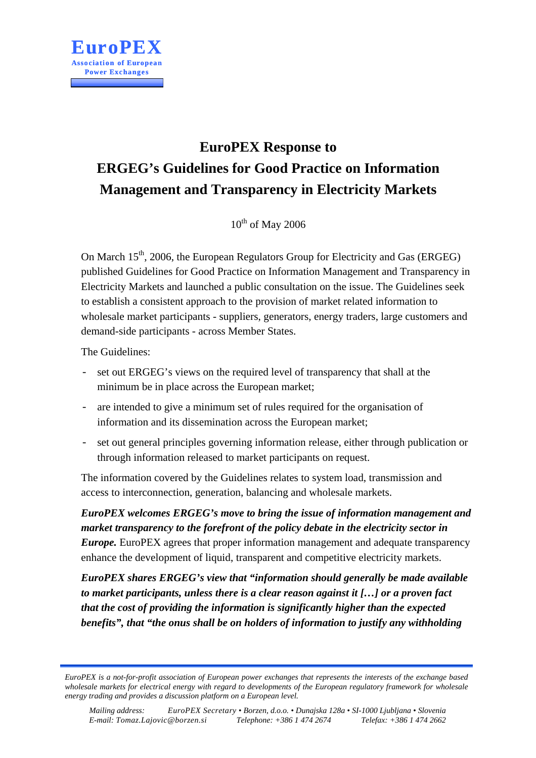**EuroPEX**
**Association of European Power Exchanges**

# EuroPEX Response to ERGEG's Guidelines for Good Practice on Information Management and Transparency in Electricity Markets

10th of May 2006

On March 15th, 2006, the European Regulators Group for Electricity and Gas (ERGEG) published Guidelines for Good Practice on Information Management and Transparency in Electricity Markets and launched a public consultation on the issue. The Guidelines seek to establish a consistent approach to the provision of market related information to wholesale market participants - suppliers, generators, energy traders, large customers and demand-side participants - across Member States.

The Guidelines:

- set out ERGEG's views on the required level of transparency that shall at the minimum be in place across the European market;
- are intended to give a minimum set of rules required for the organisation of information and its dissemination across the European market;
- set out general principles governing information release, either through publication or through information released to market participants on request.

The information covered by the Guidelines relates to system load, transmission and access to interconnection, generation, balancing and wholesale markets.

***EuroPEX welcomes ERGEG's move to bring the issue of information management and market transparency to the forefront of the policy debate in the electricity sector in Europe.*** EuroPEX agrees that proper information management and adequate transparency enhance the development of liquid, transparent and competitive electricity markets.

***EuroPEX shares ERGEG's view that "information should generally be made available to market participants, unless there is a clear reason against it […] or a proven fact that the cost of providing the information is significantly higher than the expected benefits", that "the onus shall be on holders of information to justify any withholding***

*EuroPEX is a not-for-profit association of European power exchanges that represents the interests of the exchange based wholesale markets for electrical energy with regard to developments of the European regulatory framework for wholesale energy trading and provides a discussion platform on a European level.*

*Mailing address: EuroPEX Secretary • Borzen, d.o.o. • Dunajska 128a • SI-1000 Ljubljana • Slovenia*
*E-mail: Tomaz.Lajovic@borzen.si Telephone: +386 1 474 2674 Telefax: +386 1 474 2662*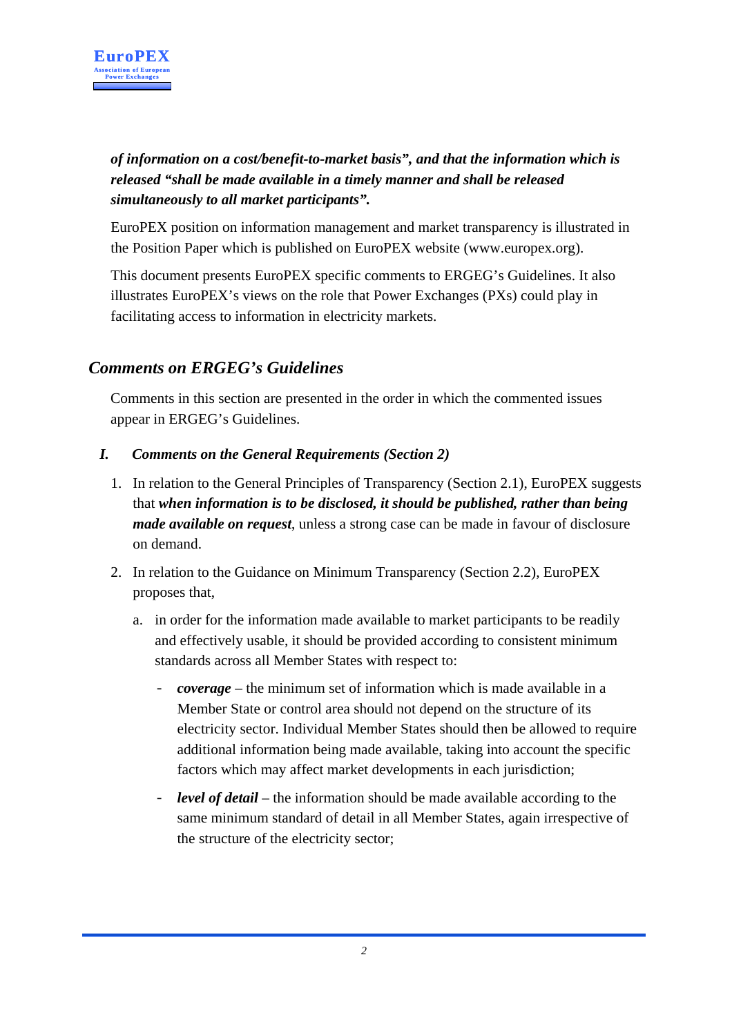***of information on a cost/benefit-to-market basis", and that the information which is released "shall be made available in a timely manner and shall be released simultaneously to all market participants".***

EuroPEX position on information management and market transparency is illustrated in the Position Paper which is published on EuroPEX website (www.europex.org).

This document presents EuroPEX specific comments to ERGEG's Guidelines. It also illustrates EuroPEX's views on the role that Power Exchanges (PXs) could play in facilitating access to information in electricity markets.

## *Comments on ERGEG's Guidelines*

Comments in this section are presented in the order in which the commented issues appear in ERGEG's Guidelines.

### *I. Comments on the General Requirements (Section 2)*

1. In relation to the General Principles of Transparency (Section 2.1), EuroPEX suggests that ***when information is to be disclosed, it should be published, rather than being made available on request***, unless a strong case can be made in favour of disclosure on demand.

2. In relation to the Guidance on Minimum Transparency (Section 2.2), EuroPEX proposes that,

   a. in order for the information made available to market participants to be readily and effectively usable, it should be provided according to consistent minimum standards across all Member States with respect to:

      - ***coverage*** – the minimum set of information which is made available in a Member State or control area should not depend on the structure of its electricity sector. Individual Member States should then be allowed to require additional information being made available, taking into account the specific factors which may affect market developments in each jurisdiction;

      - ***level of detail*** – the information should be made available according to the same minimum standard of detail in all Member States, again irrespective of the structure of the electricity sector;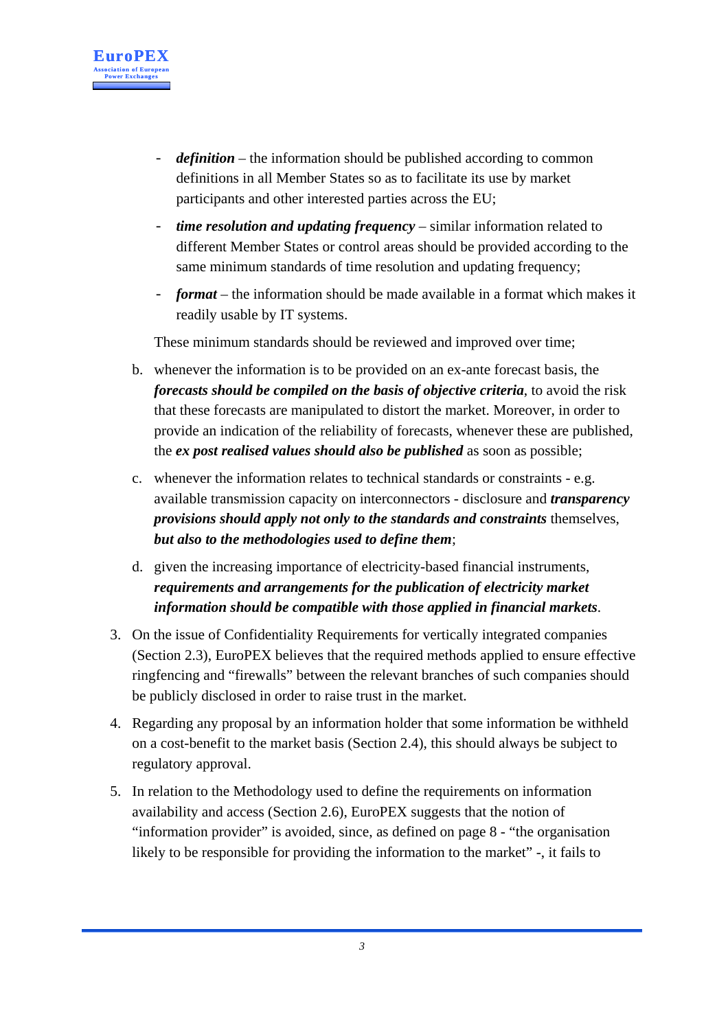- ***definition*** – the information should be published according to common definitions in all Member States so as to facilitate its use by market participants and other interested parties across the EU;
- ***time resolution and updating frequency*** – similar information related to different Member States or control areas should be provided according to the same minimum standards of time resolution and updating frequency;
- ***format*** – the information should be made available in a format which makes it readily usable by IT systems.

These minimum standards should be reviewed and improved over time;

b. whenever the information is to be provided on an ex-ante forecast basis, the ***forecasts should be compiled on the basis of objective criteria***, to avoid the risk that these forecasts are manipulated to distort the market. Moreover, in order to provide an indication of the reliability of forecasts, whenever these are published, the ***ex post realised values should also be published*** as soon as possible;

c. whenever the information relates to technical standards or constraints - e.g. available transmission capacity on interconnectors - disclosure and ***transparency provisions should apply not only to the standards and constraints*** themselves, ***but also to the methodologies used to define them***;

d. given the increasing importance of electricity-based financial instruments, ***requirements and arrangements for the publication of electricity market information should be compatible with those applied in financial markets***.

3. On the issue of Confidentiality Requirements for vertically integrated companies (Section 2.3), EuroPEX believes that the required methods applied to ensure effective ringfencing and "firewalls" between the relevant branches of such companies should be publicly disclosed in order to raise trust in the market.

4. Regarding any proposal by an information holder that some information be withheld on a cost-benefit to the market basis (Section 2.4), this should always be subject to regulatory approval.

5. In relation to the Methodology used to define the requirements on information availability and access (Section 2.6), EuroPEX suggests that the notion of "information provider" is avoided, since, as defined on page 8 - "the organisation likely to be responsible for providing the information to the market" -, it fails to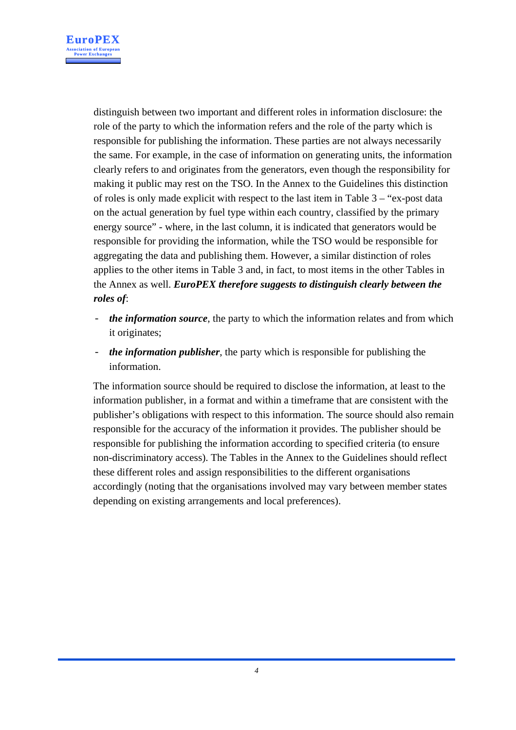distinguish between two important and different roles in information disclosure: the role of the party to which the information refers and the role of the party which is responsible for publishing the information. These parties are not always necessarily the same. For example, in the case of information on generating units, the information clearly refers to and originates from the generators, even though the responsibility for making it public may rest on the TSO. In the Annex to the Guidelines this distinction of roles is only made explicit with respect to the last item in Table 3 – "ex-post data on the actual generation by fuel type within each country, classified by the primary energy source" - where, in the last column, it is indicated that generators would be responsible for providing the information, while the TSO would be responsible for aggregating the data and publishing them. However, a similar distinction of roles applies to the other items in Table 3 and, in fact, to most items in the other Tables in the Annex as well. ***EuroPEX therefore suggests to distinguish clearly between the roles of***:

- ***the information source***, the party to which the information relates and from which it originates;
- ***the information publisher***, the party which is responsible for publishing the information.

The information source should be required to disclose the information, at least to the information publisher, in a format and within a timeframe that are consistent with the publisher's obligations with respect to this information. The source should also remain responsible for the accuracy of the information it provides. The publisher should be responsible for publishing the information according to specified criteria (to ensure non-discriminatory access). The Tables in the Annex to the Guidelines should reflect these different roles and assign responsibilities to the different organisations accordingly (noting that the organisations involved may vary between member states depending on existing arrangements and local preferences).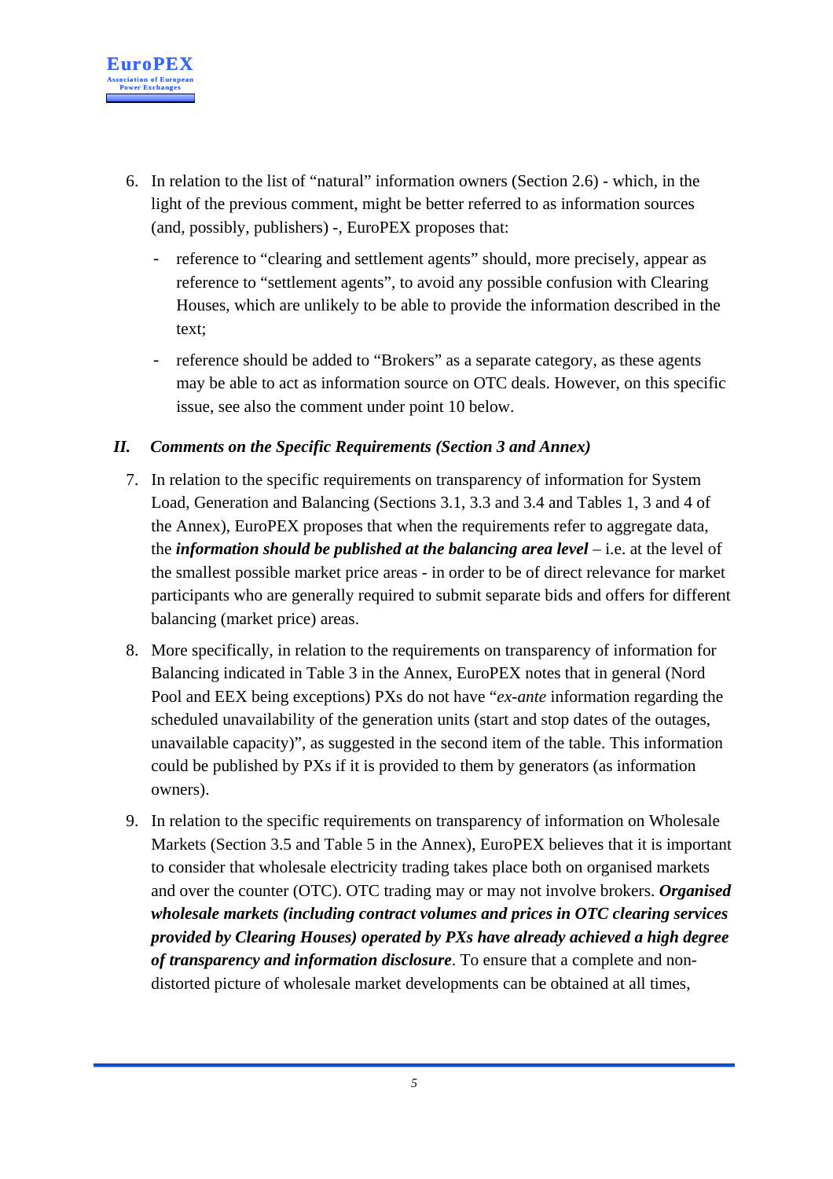6. In relation to the list of "natural" information owners (Section 2.6) - which, in the light of the previous comment, might be better referred to as information sources (and, possibly, publishers) -, EuroPEX proposes that:

   - reference to "clearing and settlement agents" should, more precisely, appear as reference to "settlement agents", to avoid any possible confusion with Clearing Houses, which are unlikely to be able to provide the information described in the text;

   - reference should be added to "Brokers" as a separate category, as these agents may be able to act as information source on OTC deals. However, on this specific issue, see also the comment under point 10 below.

## II. *Comments on the Specific Requirements (Section 3 and Annex)*

7. In relation to the specific requirements on transparency of information for System Load, Generation and Balancing (Sections 3.1, 3.3 and 3.4 and Tables 1, 3 and 4 of the Annex), EuroPEX proposes that when the requirements refer to aggregate data, the ***information should be published at the balancing area level*** – i.e. at the level of the smallest possible market price areas - in order to be of direct relevance for market participants who are generally required to submit separate bids and offers for different balancing (market price) areas.

8. More specifically, in relation to the requirements on transparency of information for Balancing indicated in Table 3 in the Annex, EuroPEX notes that in general (Nord Pool and EEX being exceptions) PXs do not have "*ex-ante* information regarding the scheduled unavailability of the generation units (start and stop dates of the outages, unavailable capacity)", as suggested in the second item of the table. This information could be published by PXs if it is provided to them by generators (as information owners).

9. In relation to the specific requirements on transparency of information on Wholesale Markets (Section 3.5 and Table 5 in the Annex), EuroPEX believes that it is important to consider that wholesale electricity trading takes place both on organised markets and over the counter (OTC). OTC trading may or may not involve brokers. ***Organised wholesale markets (including contract volumes and prices in OTC clearing services provided by Clearing Houses) operated by PXs have already achieved a high degree of transparency and information disclosure***. To ensure that a complete and non-distorted picture of wholesale market developments can be obtained at all times,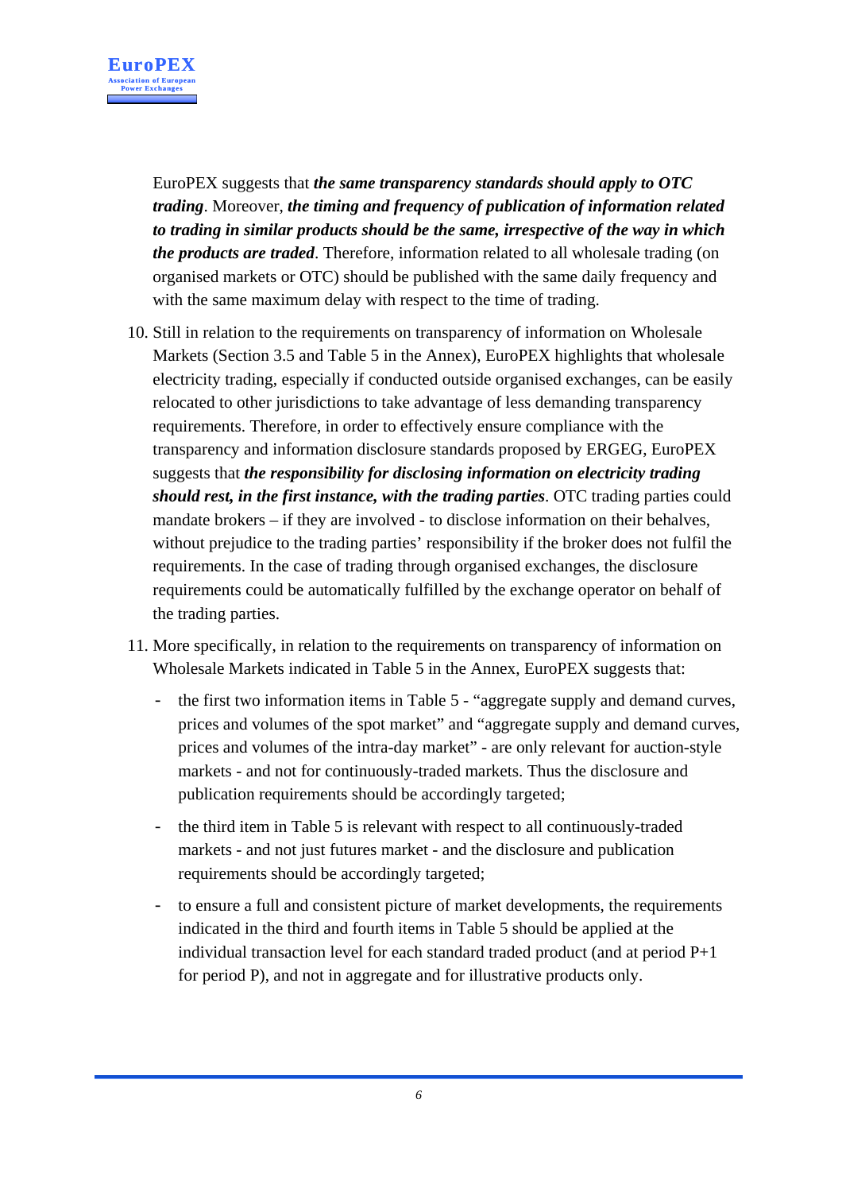EuroPEX suggests that ***the same transparency standards should apply to OTC trading***. Moreover, ***the timing and frequency of publication of information related to trading in similar products should be the same, irrespective of the way in which the products are traded***. Therefore, information related to all wholesale trading (on organised markets or OTC) should be published with the same daily frequency and with the same maximum delay with respect to the time of trading.

10. Still in relation to the requirements on transparency of information on Wholesale Markets (Section 3.5 and Table 5 in the Annex), EuroPEX highlights that wholesale electricity trading, especially if conducted outside organised exchanges, can be easily relocated to other jurisdictions to take advantage of less demanding transparency requirements. Therefore, in order to effectively ensure compliance with the transparency and information disclosure standards proposed by ERGEG, EuroPEX suggests that ***the responsibility for disclosing information on electricity trading should rest, in the first instance, with the trading parties***. OTC trading parties could mandate brokers – if they are involved - to disclose information on their behalves, without prejudice to the trading parties' responsibility if the broker does not fulfil the requirements. In the case of trading through organised exchanges, the disclosure requirements could be automatically fulfilled by the exchange operator on behalf of the trading parties.

11. More specifically, in relation to the requirements on transparency of information on Wholesale Markets indicated in Table 5 in the Annex, EuroPEX suggests that:

    - the first two information items in Table 5 - "aggregate supply and demand curves, prices and volumes of the spot market" and "aggregate supply and demand curves, prices and volumes of the intra-day market" - are only relevant for auction-style markets - and not for continuously-traded markets. Thus the disclosure and publication requirements should be accordingly targeted;

    - the third item in Table 5 is relevant with respect to all continuously-traded markets - and not just futures market - and the disclosure and publication requirements should be accordingly targeted;

    - to ensure a full and consistent picture of market developments, the requirements indicated in the third and fourth items in Table 5 should be applied at the individual transaction level for each standard traded product (and at period P+1 for period P), and not in aggregate and for illustrative products only.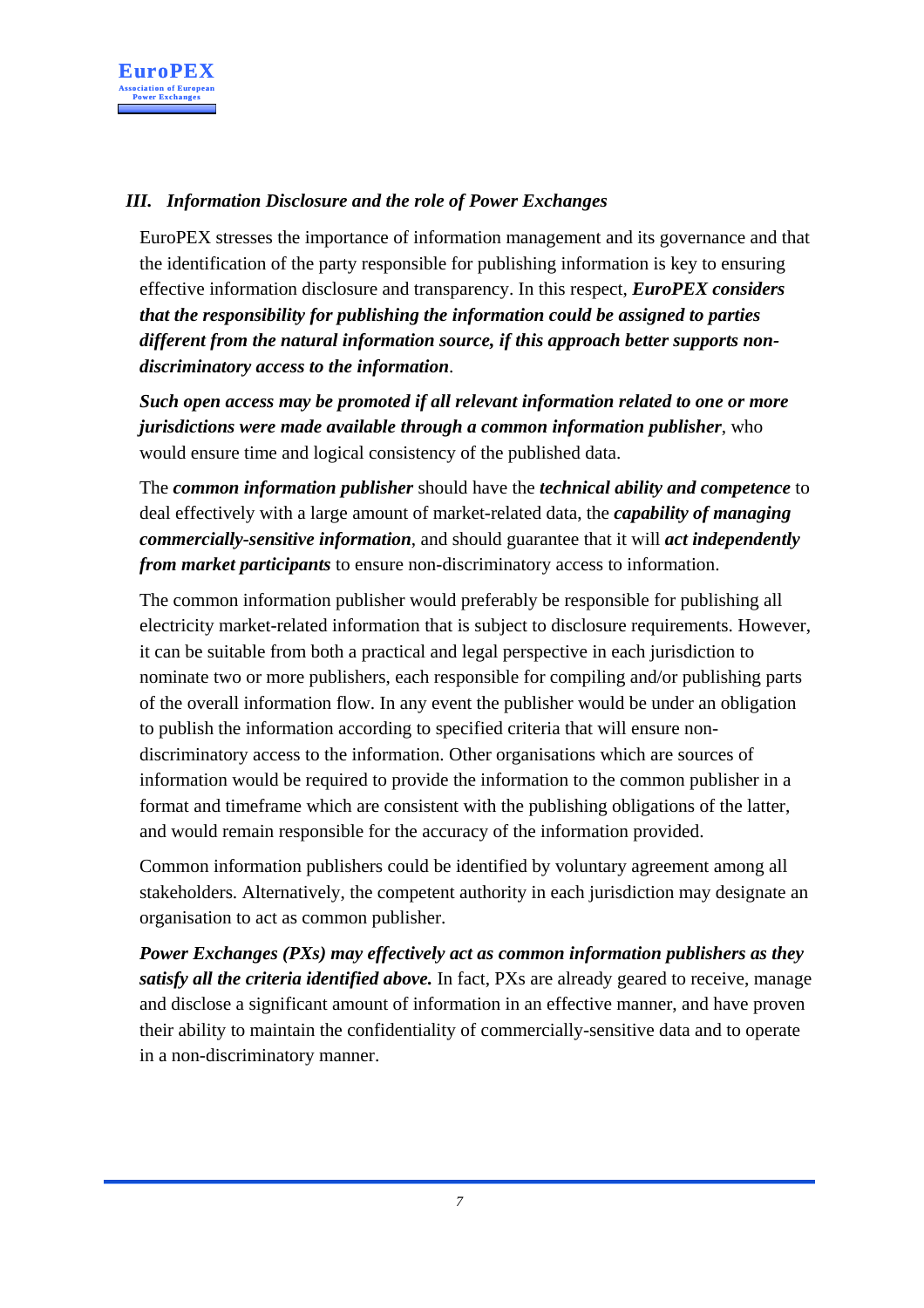## *III. Information Disclosure and the role of Power Exchanges*

EuroPEX stresses the importance of information management and its governance and that the identification of the party responsible for publishing information is key to ensuring effective information disclosure and transparency. In this respect, ***EuroPEX considers that the responsibility for publishing the information could be assigned to parties different from the natural information source, if this approach better supports non-discriminatory access to the information***.

***Such open access may be promoted if all relevant information related to one or more jurisdictions were made available through a common information publisher***, who would ensure time and logical consistency of the published data.

The ***common information publisher*** should have the ***technical ability and competence*** to deal effectively with a large amount of market-related data, the ***capability of managing commercially-sensitive information***, and should guarantee that it will ***act independently from market participants*** to ensure non-discriminatory access to information.

The common information publisher would preferably be responsible for publishing all electricity market-related information that is subject to disclosure requirements. However, it can be suitable from both a practical and legal perspective in each jurisdiction to nominate two or more publishers, each responsible for compiling and/or publishing parts of the overall information flow. In any event the publisher would be under an obligation to publish the information according to specified criteria that will ensure non-discriminatory access to the information. Other organisations which are sources of information would be required to provide the information to the common publisher in a format and timeframe which are consistent with the publishing obligations of the latter, and would remain responsible for the accuracy of the information provided.

Common information publishers could be identified by voluntary agreement among all stakeholders. Alternatively, the competent authority in each jurisdiction may designate an organisation to act as common publisher.

***Power Exchanges (PXs) may effectively act as common information publishers as they satisfy all the criteria identified above.*** In fact, PXs are already geared to receive, manage and disclose a significant amount of information in an effective manner, and have proven their ability to maintain the confidentiality of commercially-sensitive data and to operate in a non-discriminatory manner.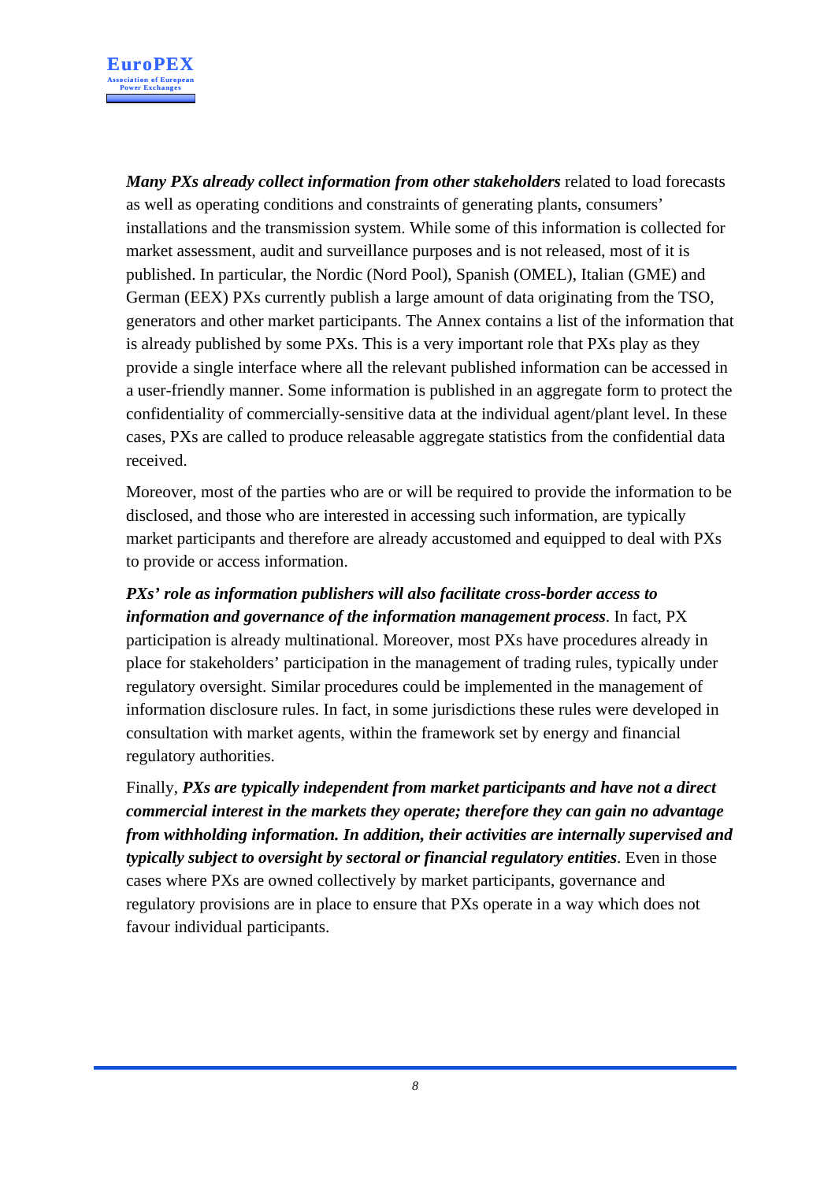***Many PXs already collect information from other stakeholders*** related to load forecasts as well as operating conditions and constraints of generating plants, consumers' installations and the transmission system. While some of this information is collected for market assessment, audit and surveillance purposes and is not released, most of it is published. In particular, the Nordic (Nord Pool), Spanish (OMEL), Italian (GME) and German (EEX) PXs currently publish a large amount of data originating from the TSO, generators and other market participants. The Annex contains a list of the information that is already published by some PXs. This is a very important role that PXs play as they provide a single interface where all the relevant published information can be accessed in a user-friendly manner. Some information is published in an aggregate form to protect the confidentiality of commercially-sensitive data at the individual agent/plant level. In these cases, PXs are called to produce releasable aggregate statistics from the confidential data received.

Moreover, most of the parties who are or will be required to provide the information to be disclosed, and those who are interested in accessing such information, are typically market participants and therefore are already accustomed and equipped to deal with PXs to provide or access information.

***PXs' role as information publishers will also facilitate cross-border access to information and governance of the information management process***. In fact, PX participation is already multinational. Moreover, most PXs have procedures already in place for stakeholders' participation in the management of trading rules, typically under regulatory oversight. Similar procedures could be implemented in the management of information disclosure rules. In fact, in some jurisdictions these rules were developed in consultation with market agents, within the framework set by energy and financial regulatory authorities.

Finally, ***PXs are typically independent from market participants and have not a direct commercial interest in the markets they operate; therefore they can gain no advantage from withholding information. In addition, their activities are internally supervised and typically subject to oversight by sectoral or financial regulatory entities***. Even in those cases where PXs are owned collectively by market participants, governance and regulatory provisions are in place to ensure that PXs operate in a way which does not favour individual participants.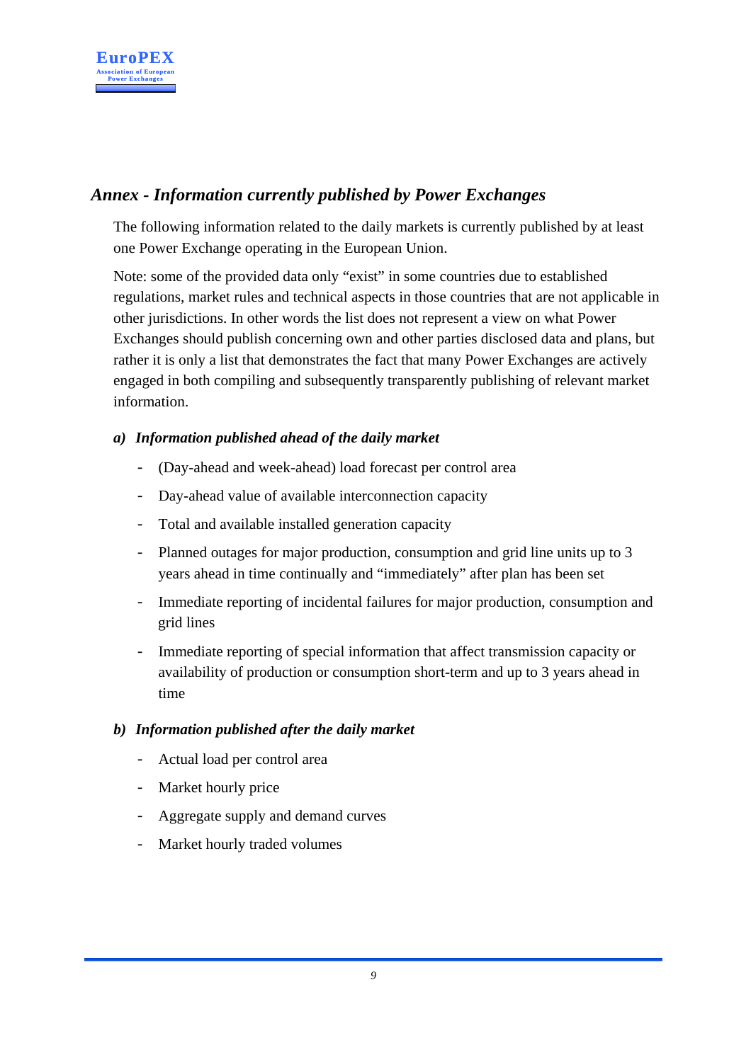## *Annex - Information currently published by Power Exchanges*

The following information related to the daily markets is currently published by at least one Power Exchange operating in the European Union.

Note: some of the provided data only "exist" in some countries due to established regulations, market rules and technical aspects in those countries that are not applicable in other jurisdictions. In other words the list does not represent a view on what Power Exchanges should publish concerning own and other parties disclosed data and plans, but rather it is only a list that demonstrates the fact that many Power Exchanges are actively engaged in both compiling and subsequently transparently publishing of relevant market information.

### *a) Information published ahead of the daily market*

- (Day-ahead and week-ahead) load forecast per control area
- Day-ahead value of available interconnection capacity
- Total and available installed generation capacity
- Planned outages for major production, consumption and grid line units up to 3 years ahead in time continually and "immediately" after plan has been set
- Immediate reporting of incidental failures for major production, consumption and grid lines
- Immediate reporting of special information that affect transmission capacity or availability of production or consumption short-term and up to 3 years ahead in time

### *b) Information published after the daily market*

- Actual load per control area
- Market hourly price
- Aggregate supply and demand curves
- Market hourly traded volumes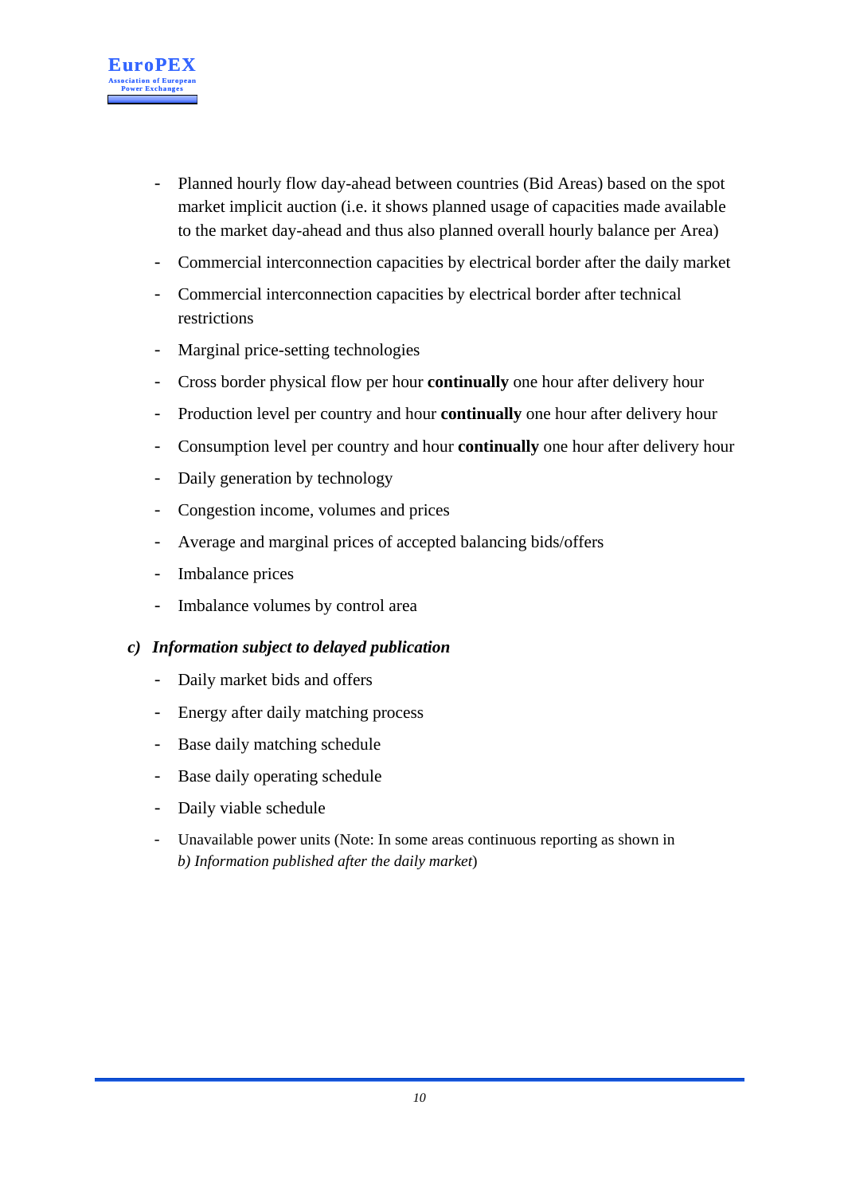- Planned hourly flow day-ahead between countries (Bid Areas) based on the spot market implicit auction (i.e. it shows planned usage of capacities made available to the market day-ahead and thus also planned overall hourly balance per Area)
- Commercial interconnection capacities by electrical border after the daily market
- Commercial interconnection capacities by electrical border after technical restrictions
- Marginal price-setting technologies
- Cross border physical flow per hour **continually** one hour after delivery hour
- Production level per country and hour **continually** one hour after delivery hour
- Consumption level per country and hour **continually** one hour after delivery hour
- Daily generation by technology
- Congestion income, volumes and prices
- Average and marginal prices of accepted balancing bids/offers
- Imbalance prices
- Imbalance volumes by control area

### *c) Information subject to delayed publication*

- Daily market bids and offers
- Energy after daily matching process
- Base daily matching schedule
- Base daily operating schedule
- Daily viable schedule
- Unavailable power units (Note: In some areas continuous reporting as shown in *b) Information published after the daily market*)